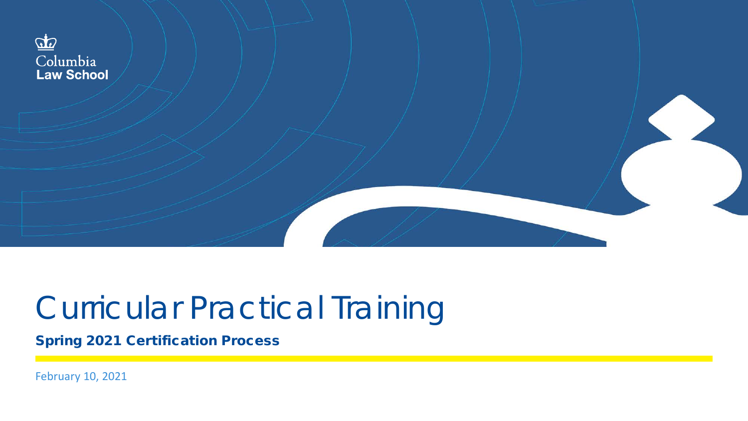Columbia
Law School

# Curricular Practical Training

**Spring 2021 Certification Process**

February 10, 2021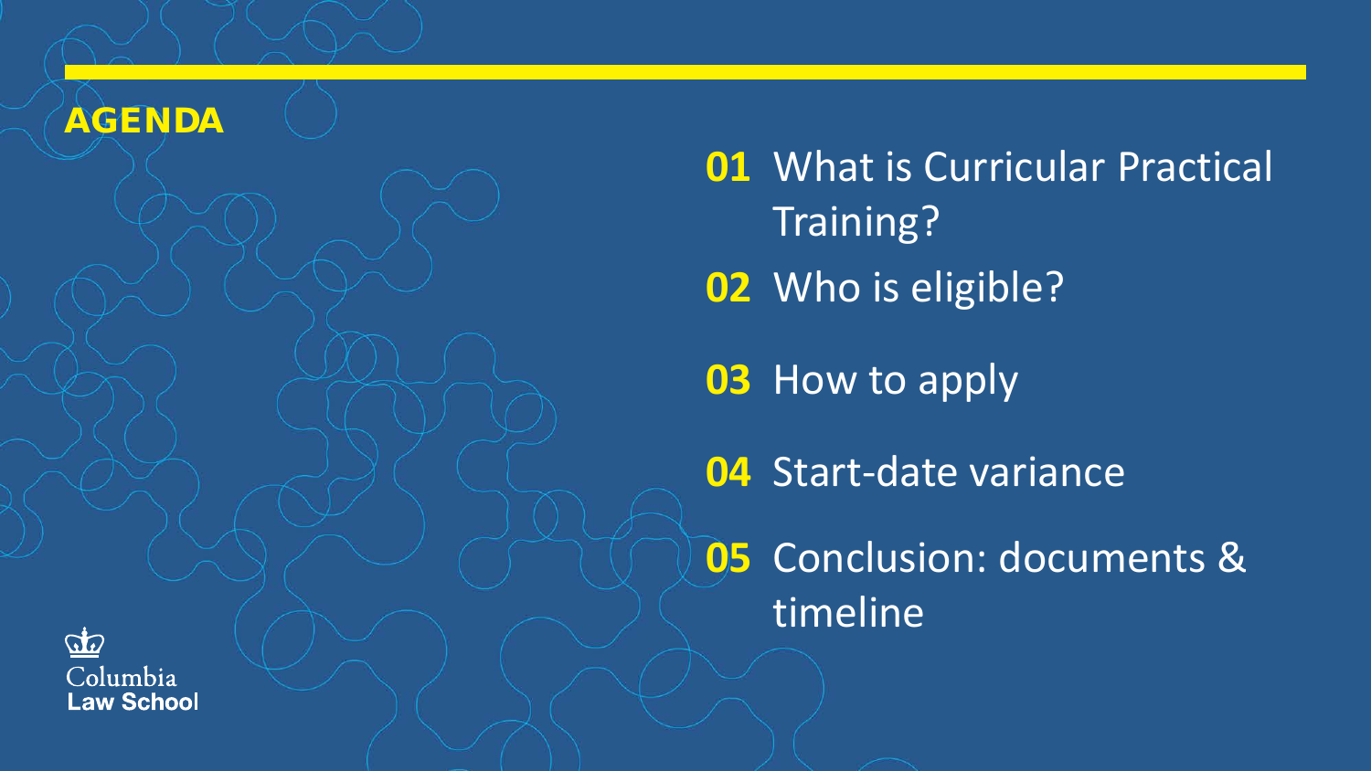# AGENDA

**01** What is Curricular Practical Training?

**02** Who is eligible?

**03** How to apply

**04** Start-date variance

**05** Conclusion: documents & timeline

Columbia Law School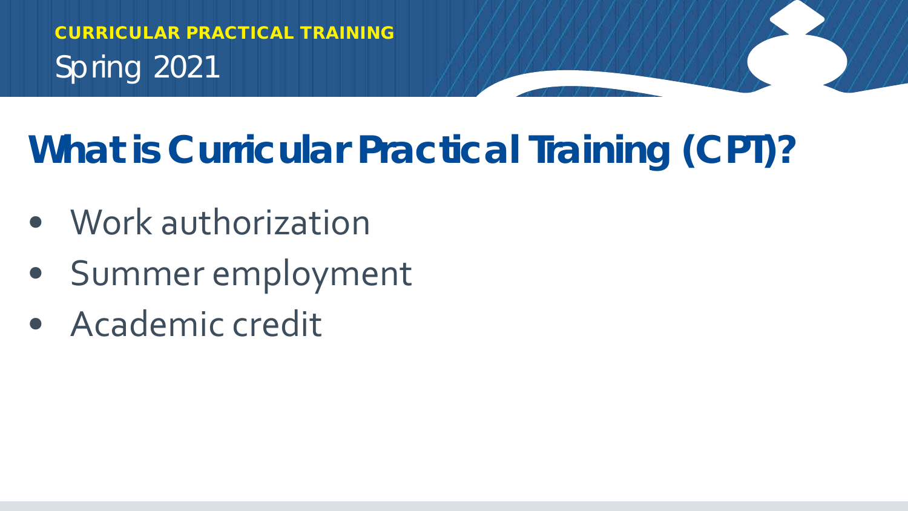# What is Curricular Practical Training (CPT)?

- Work authorization
- Summer employment
- Academic credit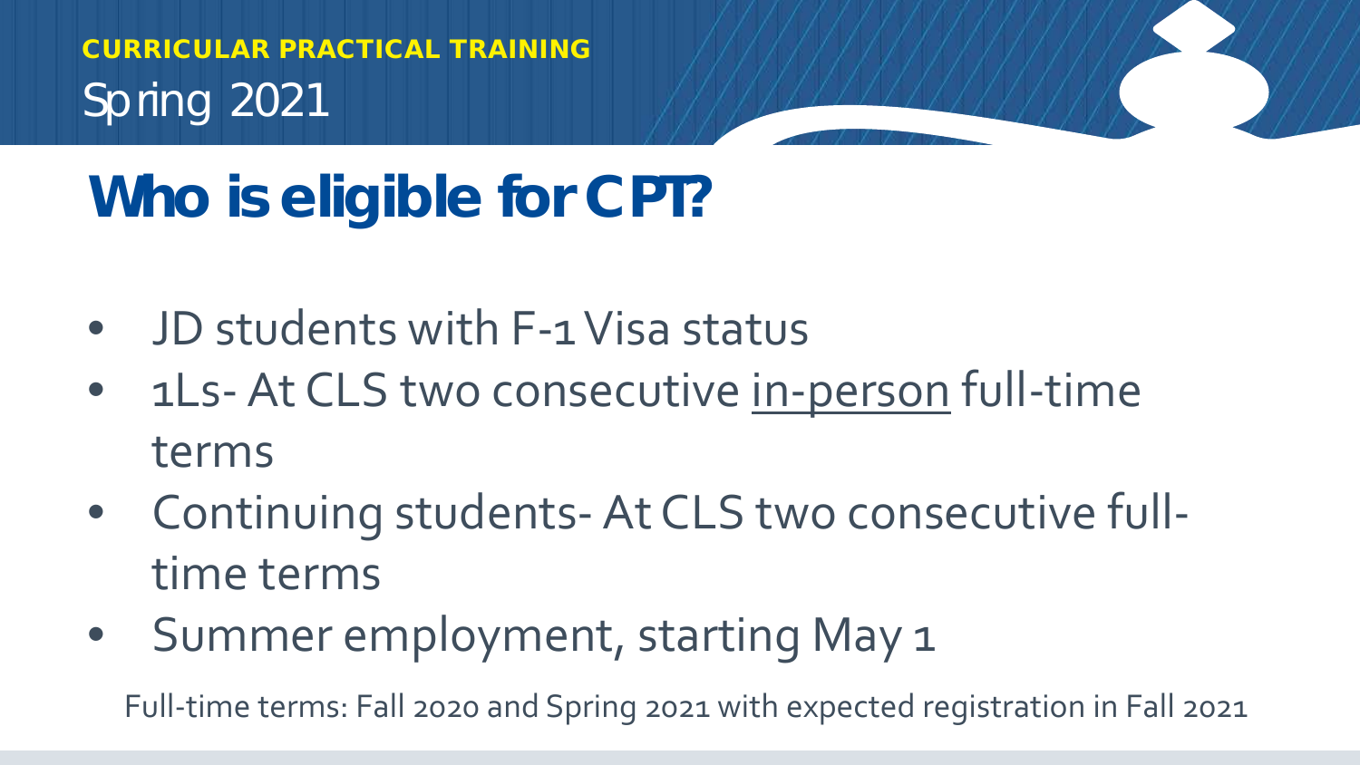**CURRICULAR PRACTICAL TRAINING**

Spring 2021

# Who is eligible for CPT?

- JD students with F-1 Visa status
- 1Ls- At CLS two consecutive <u>in-person</u> full-time terms
- Continuing students- At CLS two consecutive full-time terms
- Summer employment, starting May 1

Full-time terms: Fall 2020 and Spring 2021 with expected registration in Fall 2021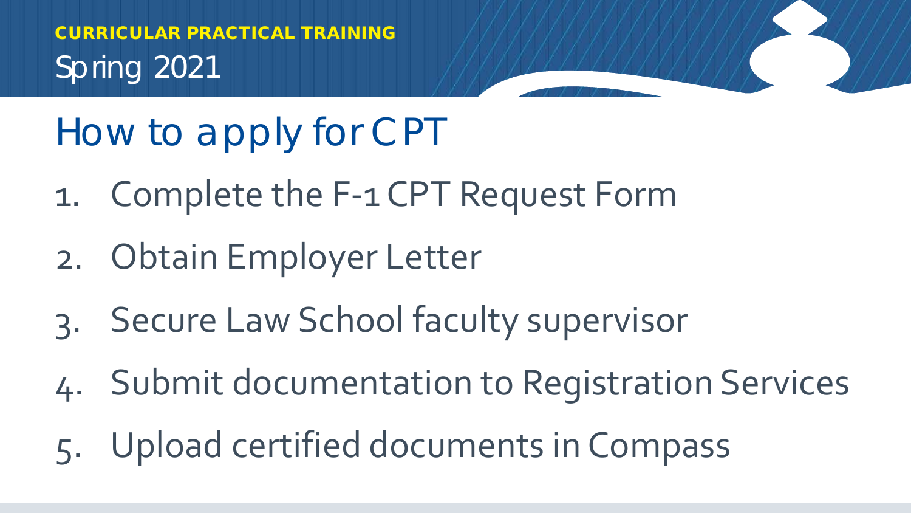**CURRICULAR PRACTICAL TRAINING**

Spring 2021

# How to apply for CPT

1. Complete the F-1 CPT Request Form
2. Obtain Employer Letter
3. Secure Law School faculty supervisor
4. Submit documentation to Registration Services
5. Upload certified documents in Compass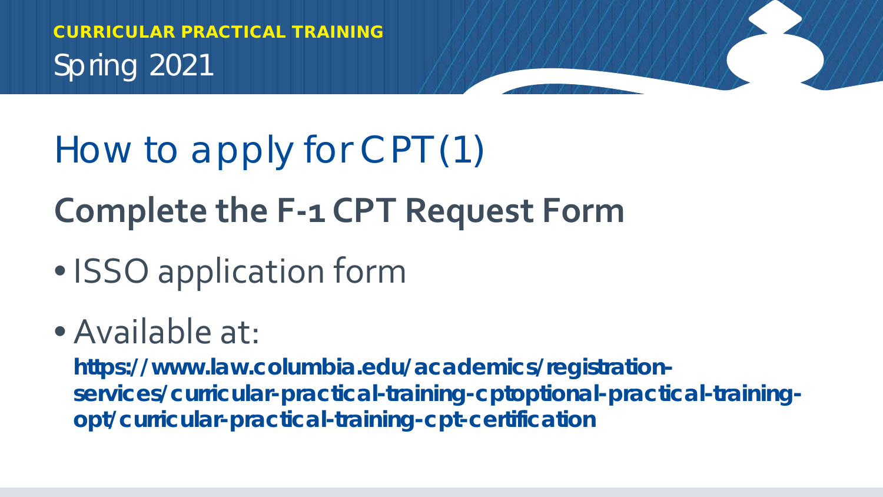CURRICULAR PRACTICAL TRAINING

Spring 2021

# How to apply for CPT (1)

## Complete the F-1 CPT Request Form

- ISSO application form
- Available at:

  **https://www.law.columbia.edu/academics/registration-services/curricular-practical-training-cptoptional-practical-training-opt/curricular-practical-training-cpt-certification**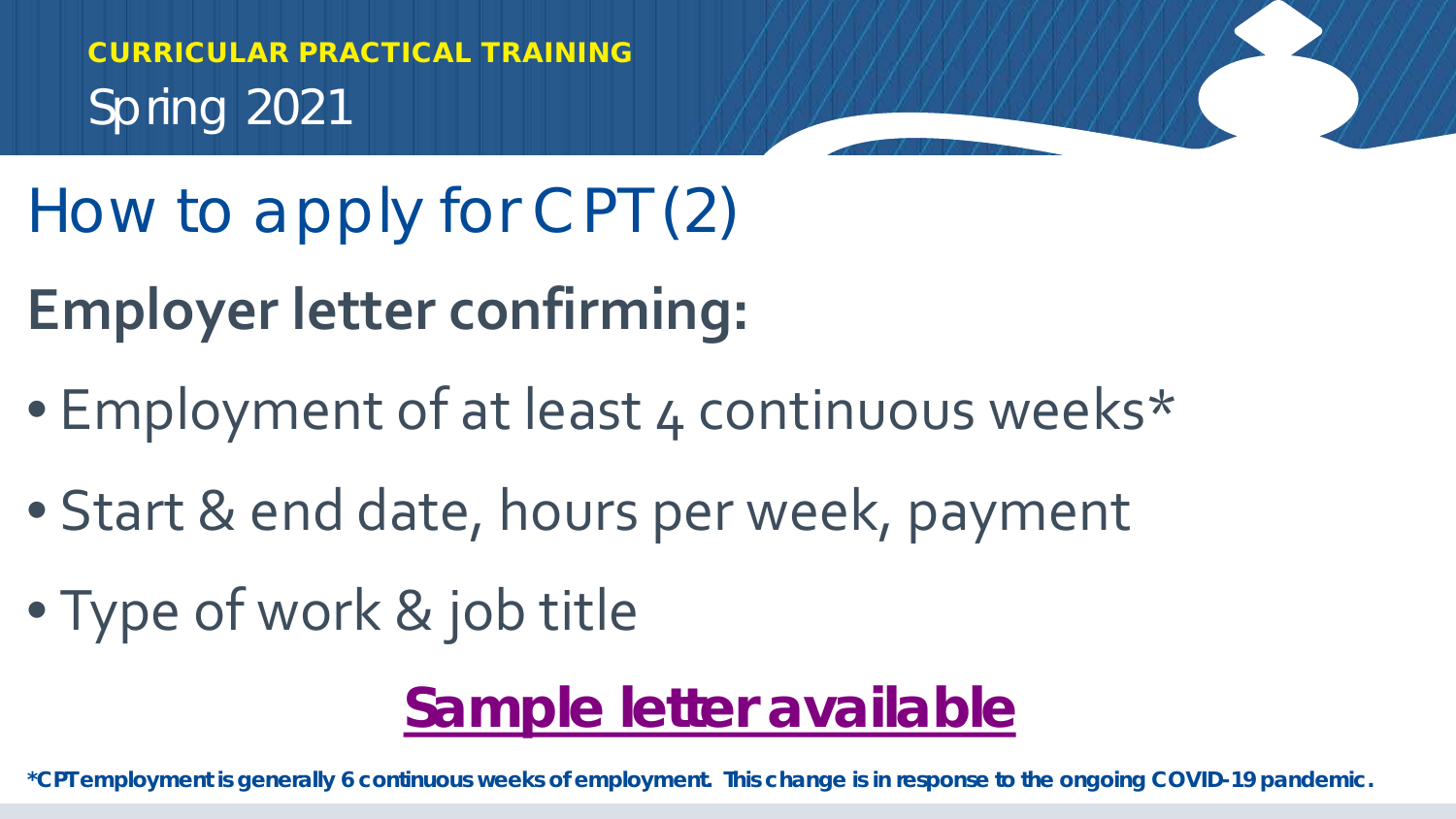**CURRICULAR PRACTICAL TRAINING**

Spring 2021

# How to apply for CPT (2)

## Employer letter confirming:

- Employment of at least 4 continuous weeks*
- Start & end date, hours per week, payment
- Type of work & job title

**Sample letter available**

***CPT employment is generally 6 continuous weeks of employment. This change is in response to the ongoing COVID-19 pandemic.**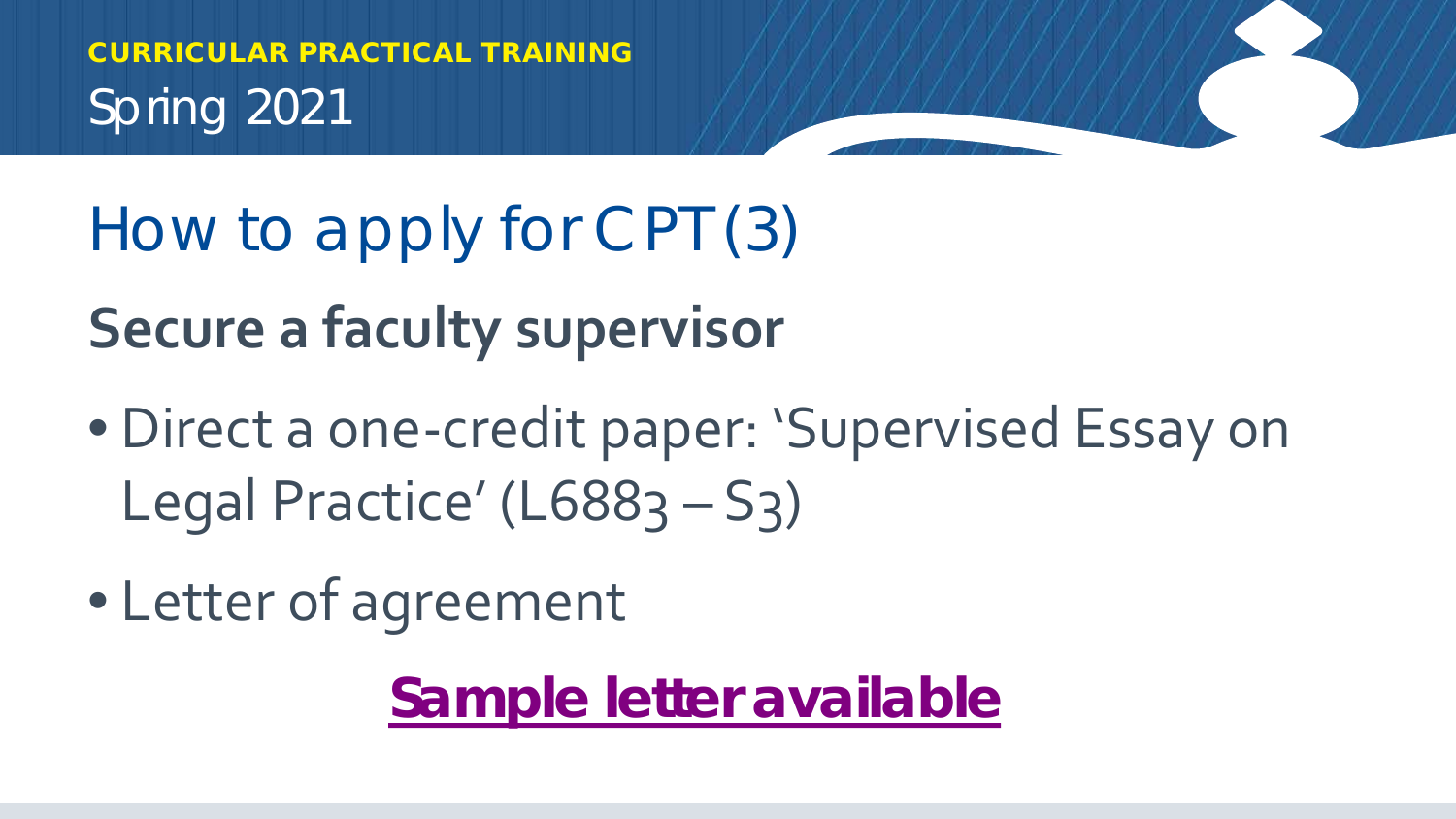**CURRICULAR PRACTICAL TRAINING**

Spring 2021

# How to apply for CPT (3)

## Secure a faculty supervisor

- Direct a one-credit paper: 'Supervised Essay on Legal Practice' (L6883 – S3)
- Letter of agreement

**Sample letter available**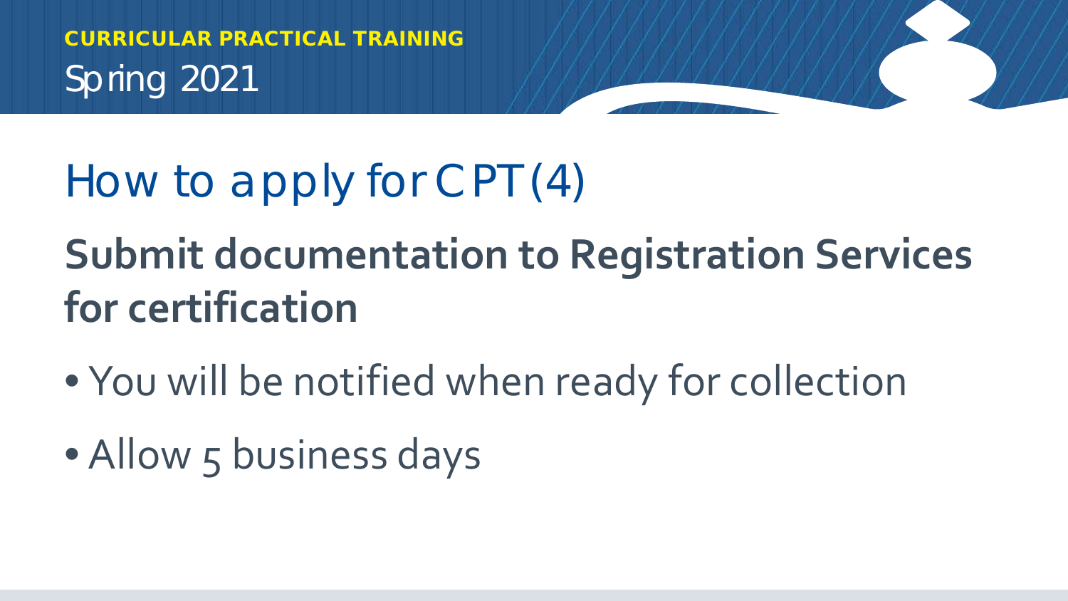**CURRICULAR PRACTICAL TRAINING**

Spring 2021

# How to apply for CPT (4)

## Submit documentation to Registration Services for certification

- You will be notified when ready for collection
- Allow 5 business days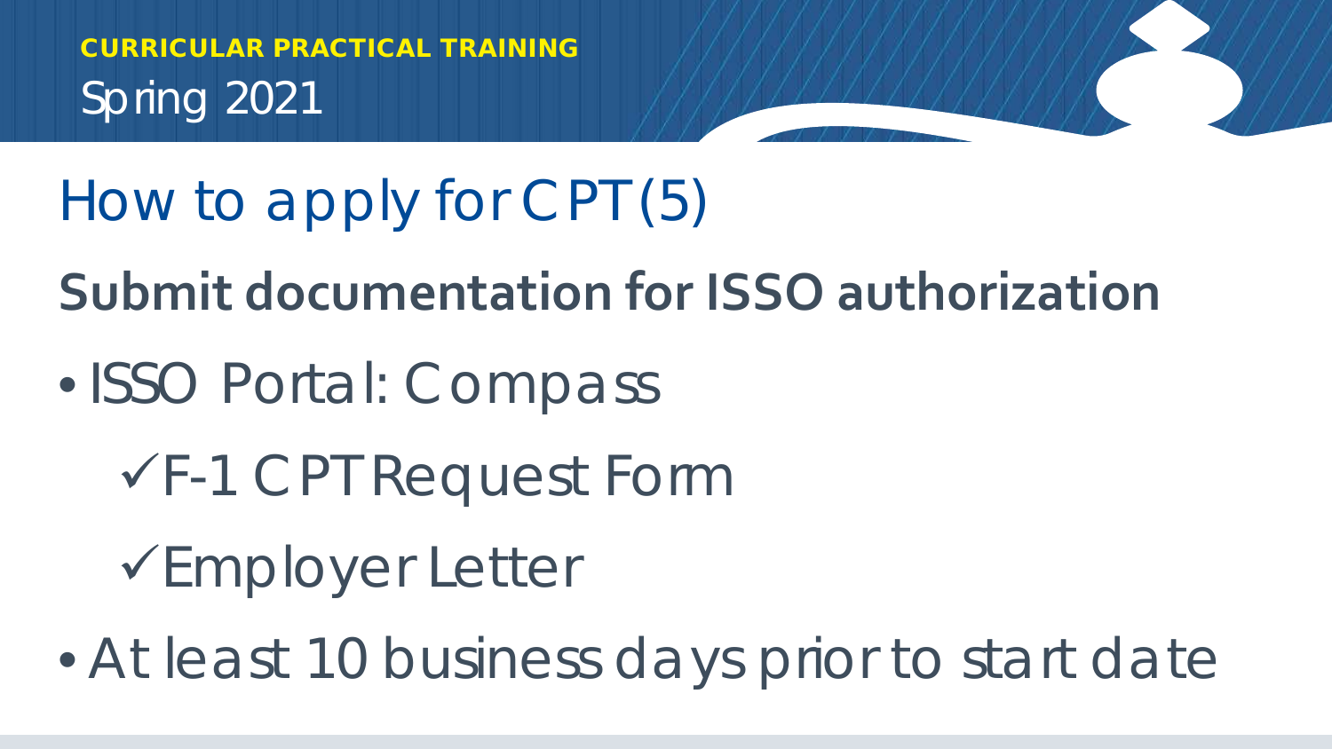**CURRICULAR PRACTICAL TRAINING**

Spring 2021

# How to apply for CPT (5)

## Submit documentation for ISSO authorization

- ISSO Portal: Compass
  - ✓F-1 CPT Request Form
  - ✓Employer Letter
- At least 10 business days prior to start date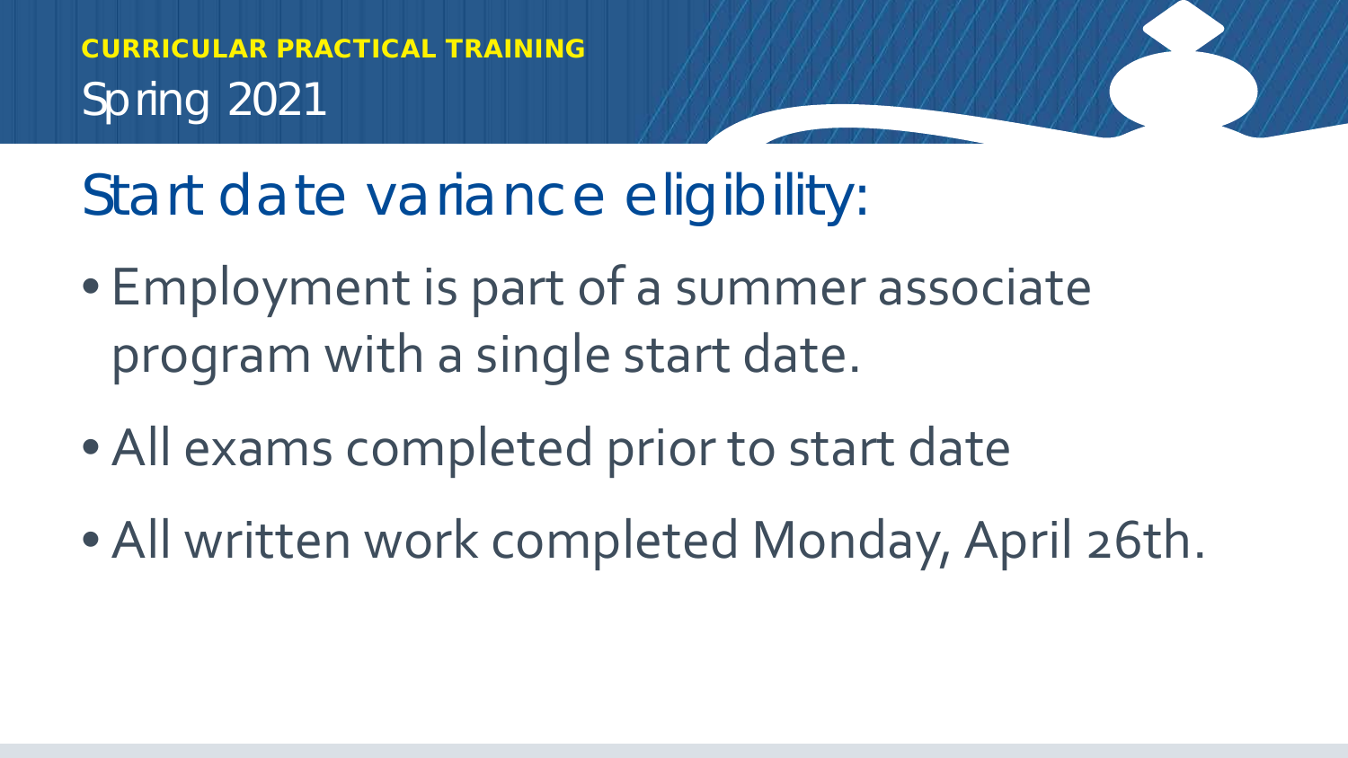**CURRICULAR PRACTICAL TRAINING**

Spring 2021

# Start date variance eligibility:

- Employment is part of a summer associate program with a single start date.
- All exams completed prior to start date
- All written work completed Monday, April 26th.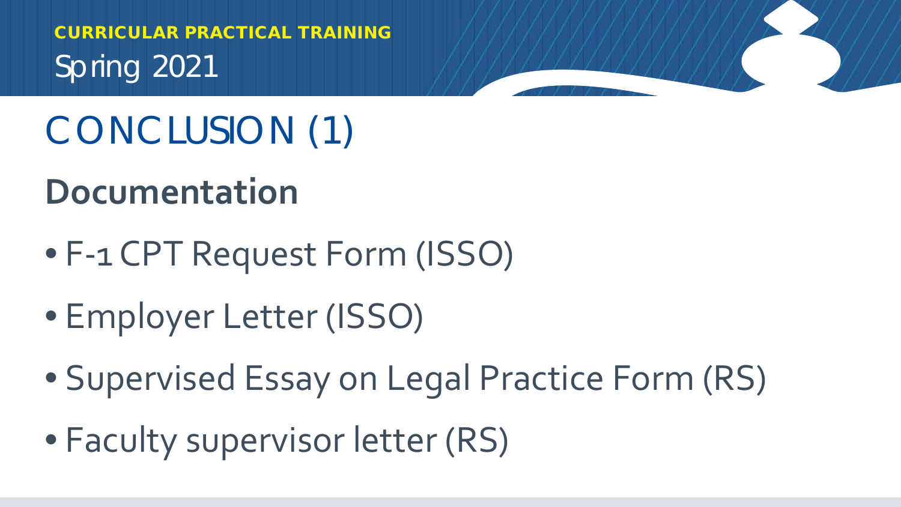**CURRICULAR PRACTICAL TRAINING**
Spring 2021

# CONCLUSION (1)

## Documentation

- F-1 CPT Request Form (ISSO)
- Employer Letter (ISSO)
- Supervised Essay on Legal Practice Form (RS)
- Faculty supervisor letter (RS)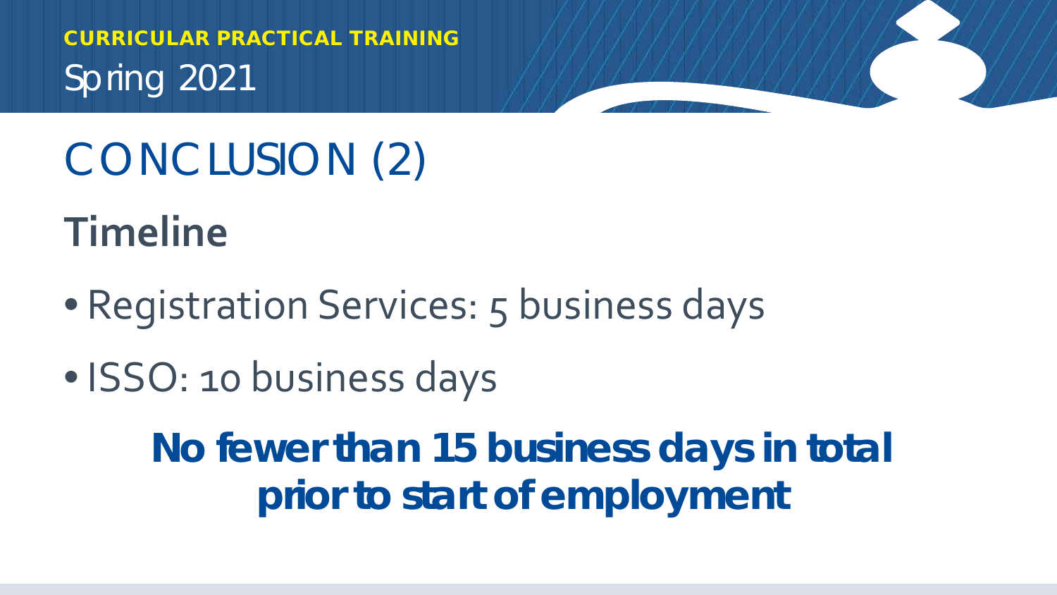**CURRICULAR PRACTICAL TRAINING**

Spring 2021

# CONCLUSION (2)

## Timeline

- Registration Services: 5 business days
- ISSO: 10 business days

***No fewer than 15 business days in total prior to start of employment***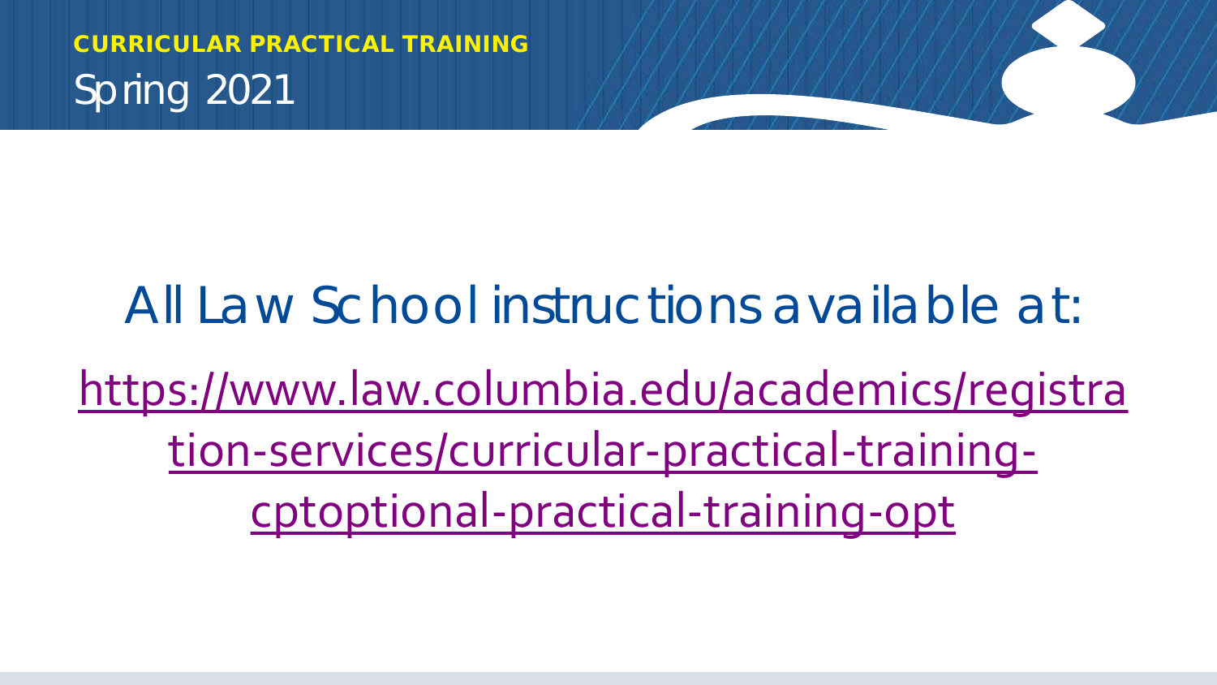**CURRICULAR PRACTICAL TRAINING**

Spring 2021

All Law School instructions available at:

https://www.law.columbia.edu/academics/registration-services/curricular-practical-training-cptoptional-practical-training-opt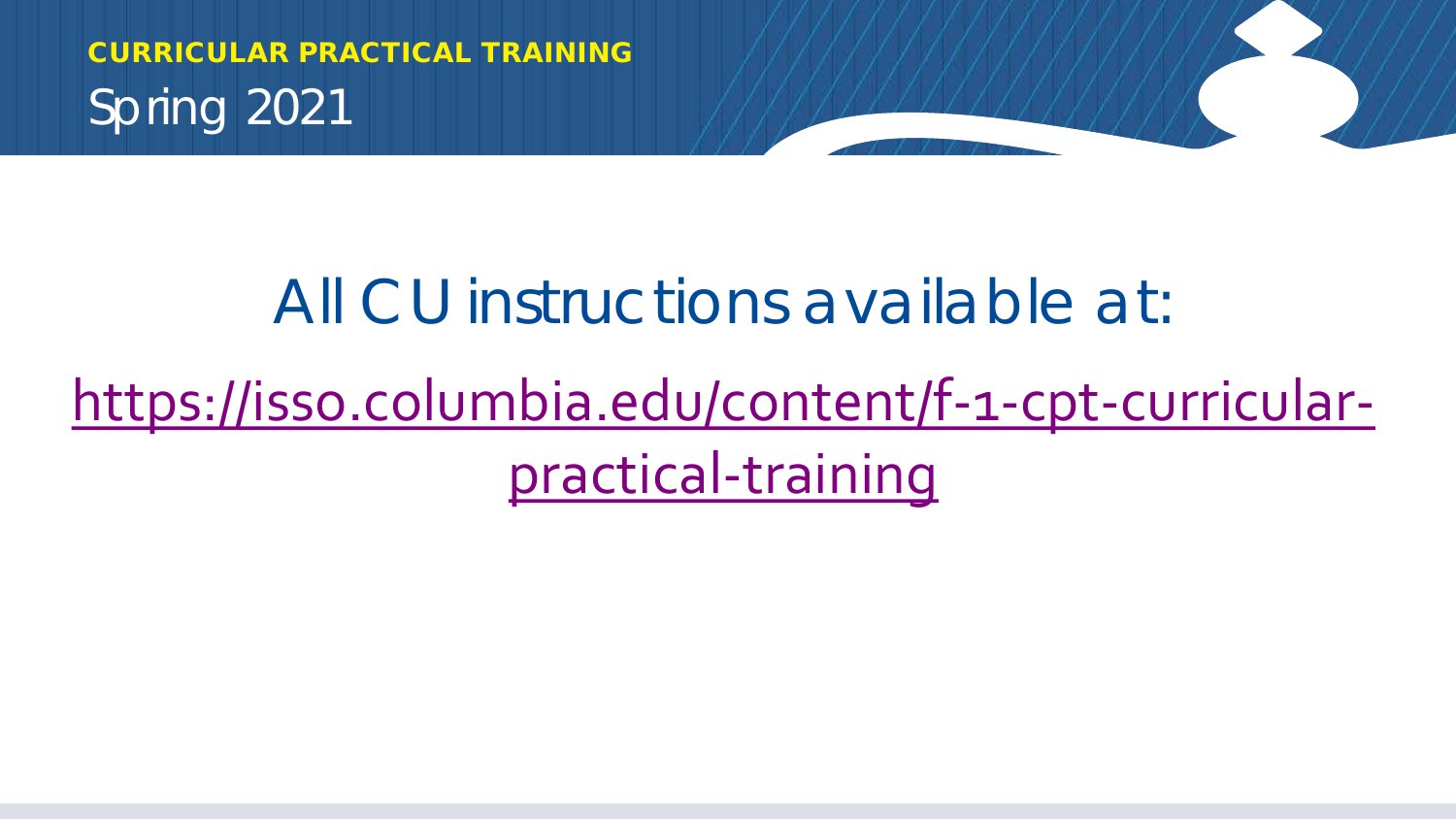**CURRICULAR PRACTICAL TRAINING**

Spring 2021

# All CU instructions available at:

https://isso.columbia.edu/content/f-1-cpt-curricular-practical-training